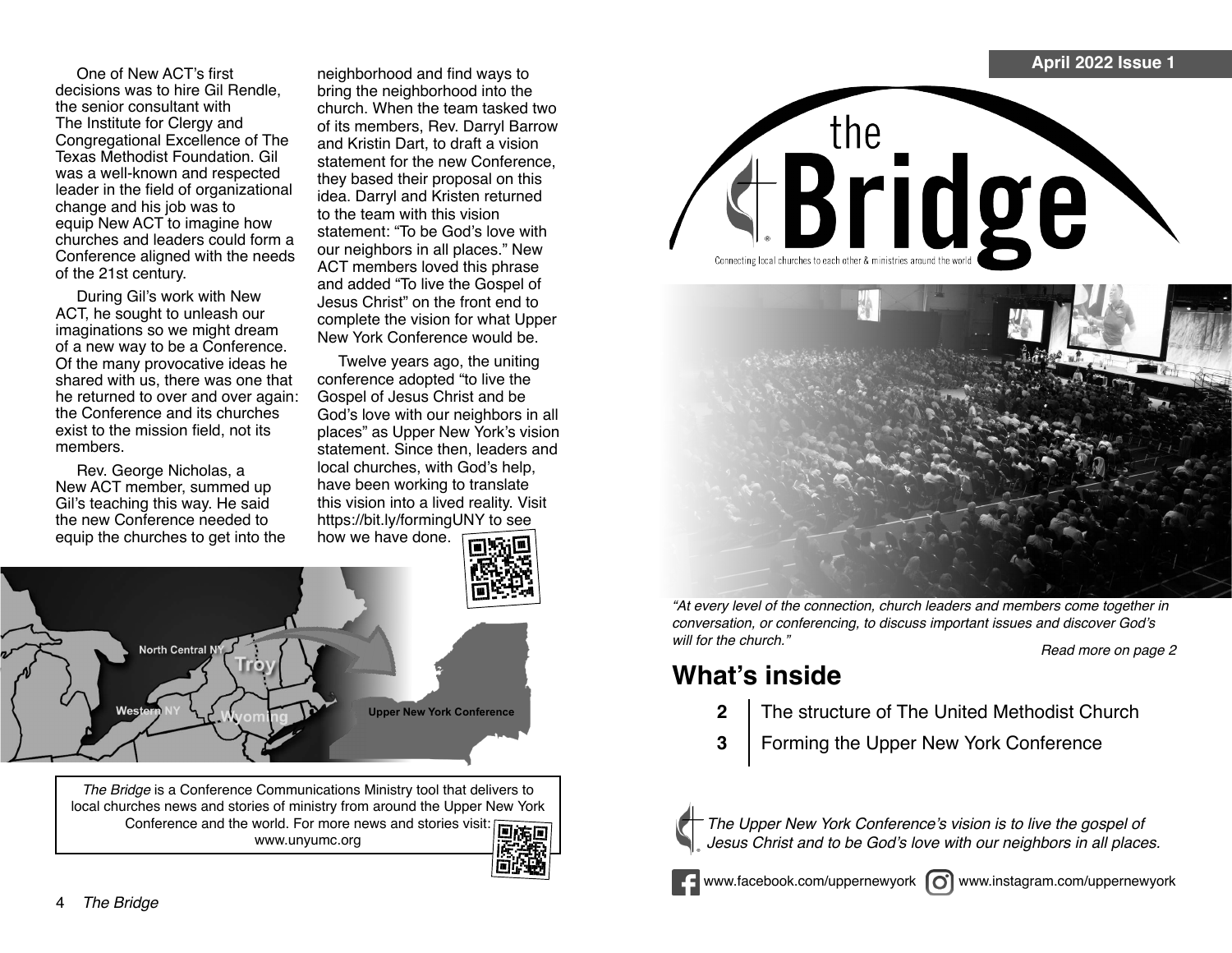One of New ACT's first decisions was to hire Gil Rendle, the senior consultant with The Institute for Clergy and Congregational Excellence of The Texas Methodist Foundation. Gil was a well-known and respected leader in the field of organizational change and his job was to equip New ACT to imagine how churches and leaders could form a Conference aligned with the needs of the 21st century.

During Gil's work with New ACT, he sought to unleash our imaginations so we might dream of a new way to be a Conference. Of the many provocative ideas he shared with us, there was one that he returned to over and over again: the Conference and its churches exist to the mission field, not its members.

Rev. George Nicholas, a New ACT member, summed up Gil's teaching this way. He said the new Conference needed to equip the churches to get into the neighborhood and find ways to bring the neighborhood into the church. When the team tasked two of its members, Rev. Darryl Barrow and Kristin Dart, to draft a vision statement for the new Conference, they based their proposal on this idea. Darryl and Kristen returned to the team with this vision statement: "To be God's love with our neighbors in all places." New ACT members loved this phrase and added "To live the Gospel of Jesus Christ" on the front end to complete the vision for what Upper New York Conference would be.

Twelve years ago, the uniting conference adopted "to live the Gospel of Jesus Christ and be God's love with our neighbors in all places" as Upper New York's vision statement. Since then, leaders and local churches, with God's help, have been working to translate this vision into a lived reality. Visit https://bit.ly/formingUNY to see how we have done.

North Central NY | Troy | Western NY | Wyoming | Upper New York Conference

*The Bridge* is a Conference Communications Ministry tool that delivers to local churches news and stories of ministry from around the Upper New York Conference and the world. For more news and stories visit: www.unyumc.org

April 2022 Issue 1

# the Bridge

Connecting local churches to each other & ministries around the world

*"At every level of the connection, church leaders and members come together in conversation, or conferencing, to discuss important issues and discover God's will for the church."*

*Read more on page 2*

## What's inside

- **2** The structure of The United Methodist Church
- **3** Forming the Upper New York Conference

*The Upper New York Conference's vision is to live the gospel of Jesus Christ and to be God's love with our neighbors in all places.*

www.facebook.com/uppernewyork www.instagram.com/uppernewyork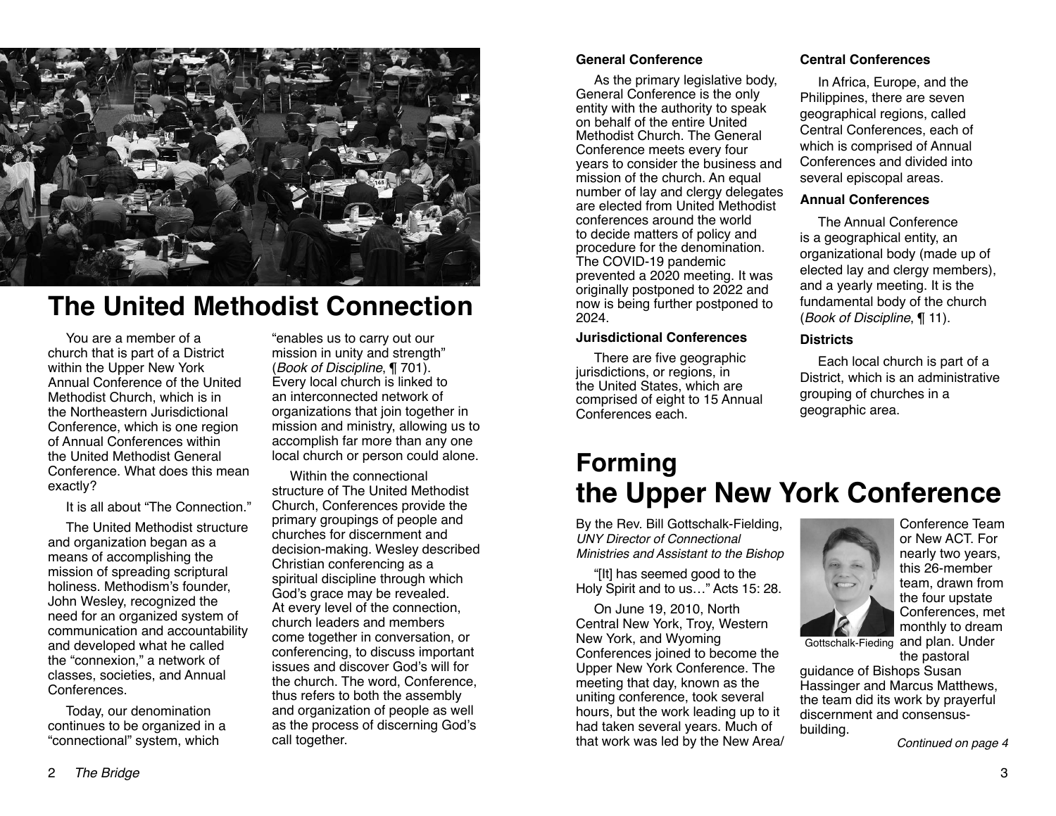# The United Methodist Connection

You are a member of a church that is part of a District within the Upper New York Annual Conference of the United Methodist Church, which is in the Northeastern Jurisdictional Conference, which is one region of Annual Conferences within the United Methodist General Conference. What does this mean exactly?

It is all about "The Connection."

The United Methodist structure and organization began as a means of accomplishing the mission of spreading scriptural holiness. Methodism's founder, John Wesley, recognized the need for an organized system of communication and accountability and developed what he called the "connexion," a network of classes, societies, and Annual Conferences.

Today, our denomination continues to be organized in a "connectional" system, which "enables us to carry out our mission in unity and strength" (*Book of Discipline*, ¶ 701). Every local church is linked to an interconnected network of organizations that join together in mission and ministry, allowing us to accomplish far more than any one local church or person could alone.

Within the connectional structure of The United Methodist Church, Conferences provide the primary groupings of people and churches for discernment and decision-making. Wesley described Christian conferencing as a spiritual discipline through which God's grace may be revealed. At every level of the connection, church leaders and members come together in conversation, or conferencing, to discuss important issues and discover God's will for the church. The word, Conference, thus refers to both the assembly and organization of people as well as the process of discerning God's call together.

### General Conference

As the primary legislative body, General Conference is the only entity with the authority to speak on behalf of the entire United Methodist Church. The General Conference meets every four years to consider the business and mission of the church. An equal number of lay and clergy delegates are elected from United Methodist conferences around the world to decide matters of policy and procedure for the denomination. The COVID-19 pandemic prevented a 2020 meeting. It was originally postponed to 2022 and now is being further postponed to 2024.

### Jurisdictional Conferences

There are five geographic jurisdictions, or regions, in the United States, which are comprised of eight to 15 Annual Conferences each.

### Central Conferences

In Africa, Europe, and the Philippines, there are seven geographical regions, called Central Conferences, each of which is comprised of Annual Conferences and divided into several episcopal areas.

### Annual Conferences

The Annual Conference is a geographical entity, an organizational body (made up of elected lay and clergy members), and a yearly meeting. It is the fundamental body of the church (*Book of Discipline*, ¶ 11).

### Districts

Each local church is part of a District, which is an administrative grouping of churches in a geographic area.

# Forming the Upper New York Conference

By the Rev. Bill Gottschalk-Fielding, *UNY Director of Connectional Ministries and Assistant to the Bishop*

"[It] has seemed good to the Holy Spirit and to us…" Acts 15: 28.

On June 19, 2010, North Central New York, Troy, Western New York, and Wyoming Conferences joined to become the Upper New York Conference. The meeting that day, known as the uniting conference, took several hours, but the work leading up to it had taken several years. Much of that work was led by the New Area/Conference Team or New ACT. For nearly two years, this 26-member team, drawn from the four upstate Conferences, met monthly to dream and plan. Under the pastoral guidance of Bishops Susan Hassinger and Marcus Matthews, the team did its work by prayerful discernment and consensus-building.

Gottschalk-Fieding

*Continued on page 4*